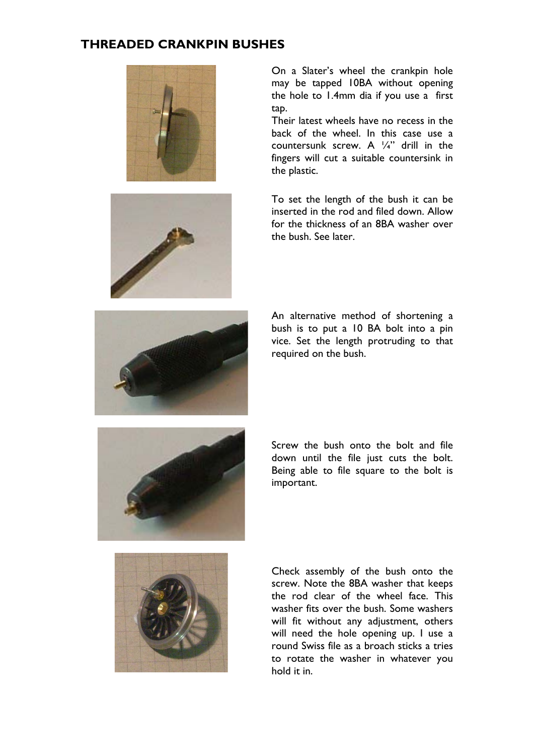## THREADED CRANKPIN BUSHES

On a Slater's wheel the crankpin hole may be tapped 10BA without opening the hole to 1.4mm dia if you use a first tap.

Their latest wheels have no recess in the back of the wheel. In this case use a countersunk screw. A ¼" drill in the fingers will cut a suitable countersink in the plastic.

To set the length of the bush it can be inserted in the rod and filed down. Allow for the thickness of an 8BA washer over the bush. See later.

An alternative method of shortening a bush is to put a 10 BA bolt into a pin vice. Set the length protruding to that required on the bush.

Screw the bush onto the bolt and file down until the file just cuts the bolt. Being able to file square to the bolt is important.

Check assembly of the bush onto the screw. Note the 8BA washer that keeps the rod clear of the wheel face. This washer fits over the bush. Some washers will fit without any adjustment, others will need the hole opening up. I use a round Swiss file as a broach sticks a tries to rotate the washer in whatever you hold it in.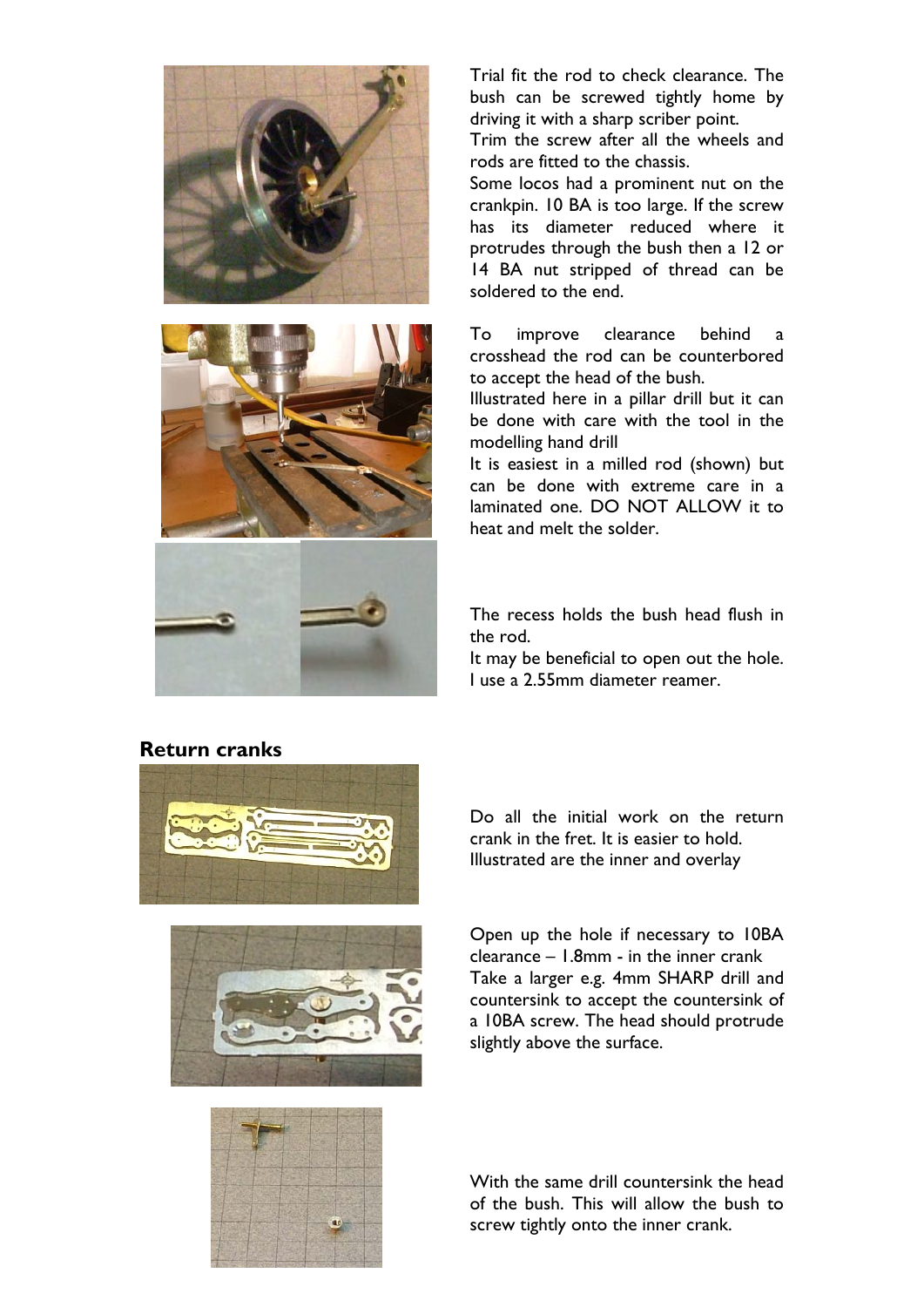Trial fit the rod to check clearance. The bush can be screwed tightly home by driving it with a sharp scriber point.
Trim the screw after all the wheels and rods are fitted to the chassis.
Some locos had a prominent nut on the crankpin. 10 BA is too large. If the screw has its diameter reduced where it protrudes through the bush then a 12 or 14 BA nut stripped of thread can be soldered to the end.

To improve clearance behind a crosshead the rod can be counterbored to accept the head of the bush.
Illustrated here in a pillar drill but it can be done with care with the tool in the modelling hand drill
It is easiest in a milled rod (shown) but can be done with extreme care in a laminated one. DO NOT ALLOW it to heat and melt the solder.

The recess holds the bush head flush in the rod.
It may be beneficial to open out the hole. I use a 2.55mm diameter reamer.

## Return cranks

Do all the initial work on the return crank in the fret. It is easier to hold. Illustrated are the inner and overlay

Open up the hole if necessary to 10BA clearance – 1.8mm - in the inner crank
Take a larger e.g. 4mm SHARP drill and countersink to accept the countersink of a 10BA screw. The head should protrude slightly above the surface.

With the same drill countersink the head of the bush. This will allow the bush to screw tightly onto the inner crank.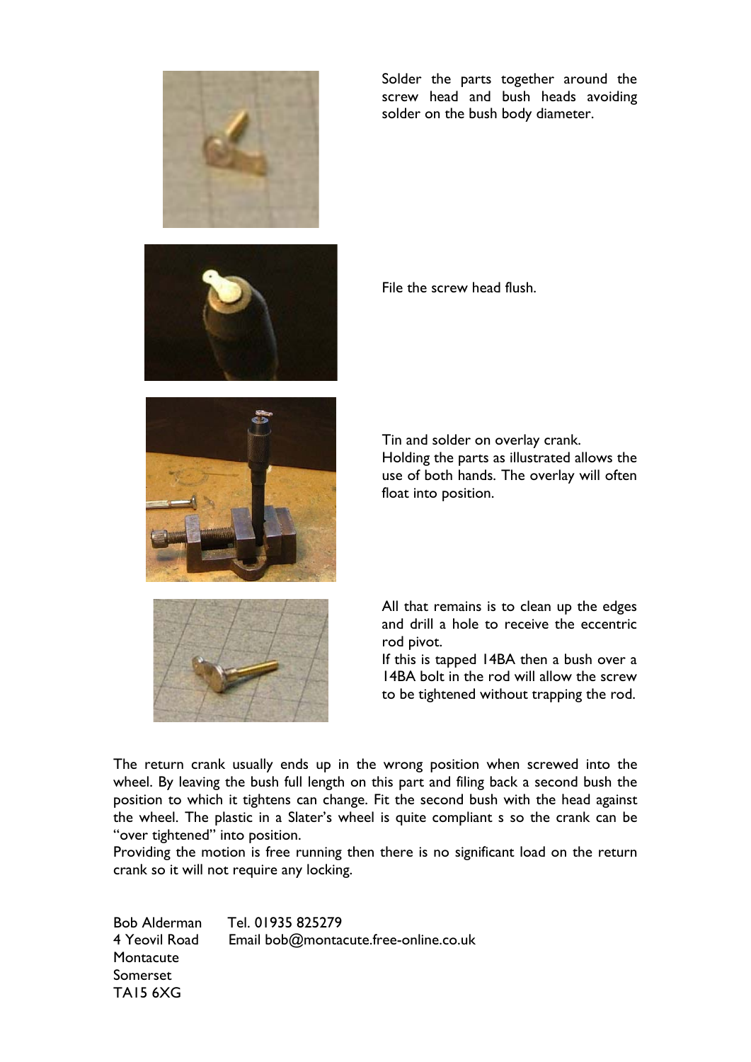Solder the parts together around the screw head and bush heads avoiding solder on the bush body diameter.

File the screw head flush.

Tin and solder on overlay crank.
Holding the parts as illustrated allows the use of both hands. The overlay will often float into position.

All that remains is to clean up the edges and drill a hole to receive the eccentric rod pivot.
If this is tapped 14BA then a bush over a 14BA bolt in the rod will allow the screw to be tightened without trapping the rod.

The return crank usually ends up in the wrong position when screwed into the wheel. By leaving the bush full length on this part and filing back a second bush the position to which it tightens can change. Fit the second bush with the head against the wheel. The plastic in a Slater's wheel is quite compliant s so the crank can be "over tightened" into position.
Providing the motion is free running then there is no significant load on the return crank so it will not require any locking.

Bob Alderman
4 Yeovil Road
Montacute
Somerset
TA15 6XG

Tel. 01935 825279
Email bob@montacute.free-online.co.uk